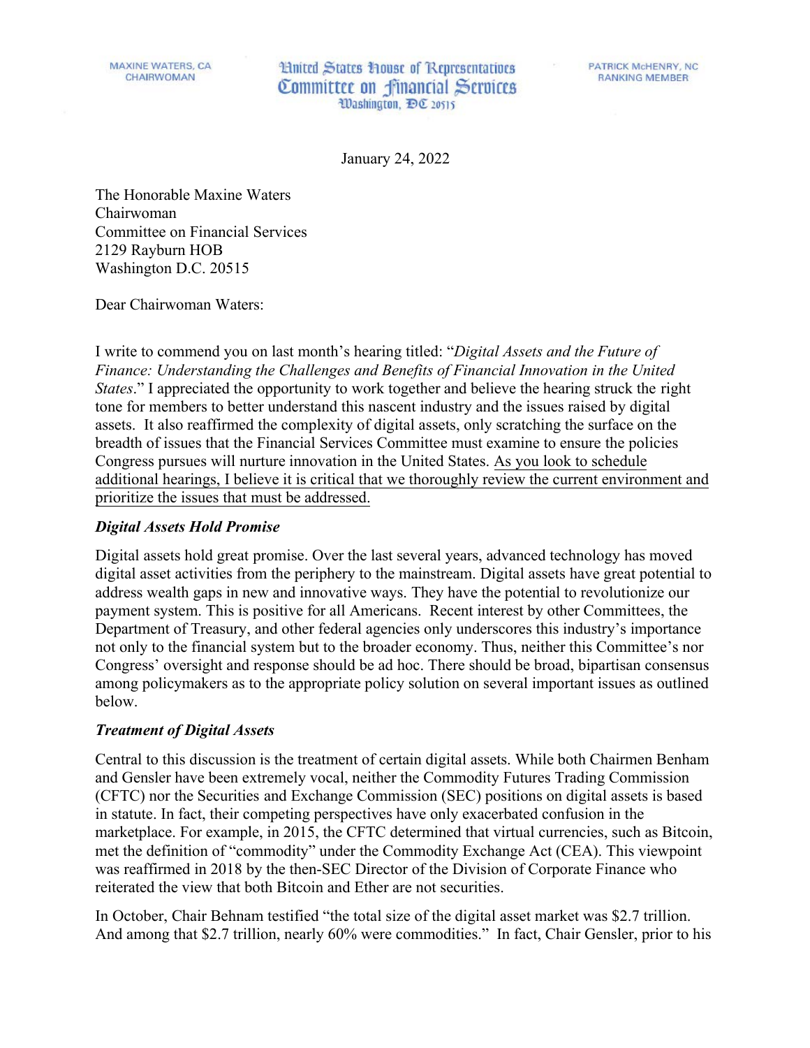MAXINE WATERS, CA
CHAIRWOMAN

United States House of Representatives
Committee on Financial Services
Washington, DC 20515

PATRICK McHENRY, NC
RANKING MEMBER

January 24, 2022

The Honorable Maxine Waters
Chairwoman
Committee on Financial Services
2129 Rayburn HOB
Washington D.C. 20515

Dear Chairwoman Waters:

I write to commend you on last month's hearing titled: "*Digital Assets and the Future of Finance: Understanding the Challenges and Benefits of Financial Innovation in the United States*." I appreciated the opportunity to work together and believe the hearing struck the right tone for members to better understand this nascent industry and the issues raised by digital assets. It also reaffirmed the complexity of digital assets, only scratching the surface on the breadth of issues that the Financial Services Committee must examine to ensure the policies Congress pursues will nurture innovation in the United States. <u>As you look to schedule additional hearings, I believe it is critical that we thoroughly review the current environment and prioritize the issues that must be addressed.</u>

***Digital Assets Hold Promise***

Digital assets hold great promise. Over the last several years, advanced technology has moved digital asset activities from the periphery to the mainstream. Digital assets have great potential to address wealth gaps in new and innovative ways. They have the potential to revolutionize our payment system. This is positive for all Americans. Recent interest by other Committees, the Department of Treasury, and other federal agencies only underscores this industry's importance not only to the financial system but to the broader economy. Thus, neither this Committee's nor Congress' oversight and response should be ad hoc. There should be broad, bipartisan consensus among policymakers as to the appropriate policy solution on several important issues as outlined below.

***Treatment of Digital Assets***

Central to this discussion is the treatment of certain digital assets. While both Chairmen Benham and Gensler have been extremely vocal, neither the Commodity Futures Trading Commission (CFTC) nor the Securities and Exchange Commission (SEC) positions on digital assets is based in statute. In fact, their competing perspectives have only exacerbated confusion in the marketplace. For example, in 2015, the CFTC determined that virtual currencies, such as Bitcoin, met the definition of "commodity" under the Commodity Exchange Act (CEA). This viewpoint was reaffirmed in 2018 by the then-SEC Director of the Division of Corporate Finance who reiterated the view that both Bitcoin and Ether are not securities.

In October, Chair Behnam testified "the total size of the digital asset market was \$2.7 trillion. And among that \$2.7 trillion, nearly 60% were commodities." In fact, Chair Gensler, prior to his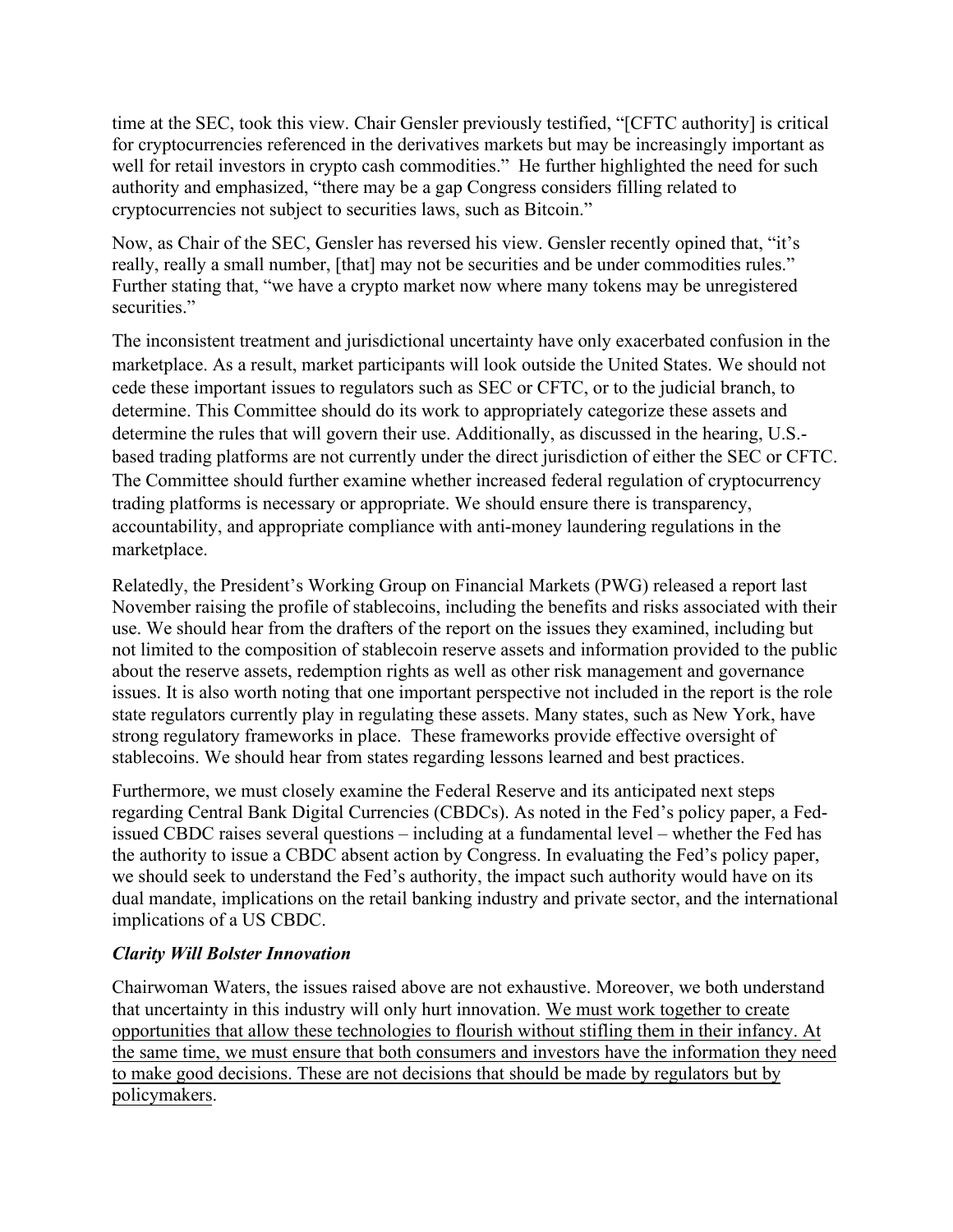time at the SEC, took this view. Chair Gensler previously testified, "[CFTC authority] is critical for cryptocurrencies referenced in the derivatives markets but may be increasingly important as well for retail investors in crypto cash commodities." He further highlighted the need for such authority and emphasized, "there may be a gap Congress considers filling related to cryptocurrencies not subject to securities laws, such as Bitcoin."

Now, as Chair of the SEC, Gensler has reversed his view. Gensler recently opined that, "it's really, really a small number, [that] may not be securities and be under commodities rules." Further stating that, "we have a crypto market now where many tokens may be unregistered securities."

The inconsistent treatment and jurisdictional uncertainty have only exacerbated confusion in the marketplace. As a result, market participants will look outside the United States. We should not cede these important issues to regulators such as SEC or CFTC, or to the judicial branch, to determine. This Committee should do its work to appropriately categorize these assets and determine the rules that will govern their use. Additionally, as discussed in the hearing, U.S.-based trading platforms are not currently under the direct jurisdiction of either the SEC or CFTC. The Committee should further examine whether increased federal regulation of cryptocurrency trading platforms is necessary or appropriate. We should ensure there is transparency, accountability, and appropriate compliance with anti-money laundering regulations in the marketplace.

Relatedly, the President's Working Group on Financial Markets (PWG) released a report last November raising the profile of stablecoins, including the benefits and risks associated with their use. We should hear from the drafters of the report on the issues they examined, including but not limited to the composition of stablecoin reserve assets and information provided to the public about the reserve assets, redemption rights as well as other risk management and governance issues. It is also worth noting that one important perspective not included in the report is the role state regulators currently play in regulating these assets. Many states, such as New York, have strong regulatory frameworks in place. These frameworks provide effective oversight of stablecoins. We should hear from states regarding lessons learned and best practices.

Furthermore, we must closely examine the Federal Reserve and its anticipated next steps regarding Central Bank Digital Currencies (CBDCs). As noted in the Fed's policy paper, a Fed-issued CBDC raises several questions – including at a fundamental level – whether the Fed has the authority to issue a CBDC absent action by Congress. In evaluating the Fed's policy paper, we should seek to understand the Fed's authority, the impact such authority would have on its dual mandate, implications on the retail banking industry and private sector, and the international implications of a US CBDC.

***Clarity Will Bolster Innovation***

Chairwoman Waters, the issues raised above are not exhaustive. Moreover, we both understand that uncertainty in this industry will only hurt innovation. <u>We must work together to create opportunities that allow these technologies to flourish without stifling them in their infancy. At the same time, we must ensure that both consumers and investors have the information they need to make good decisions. These are not decisions that should be made by regulators but by policymakers</u>.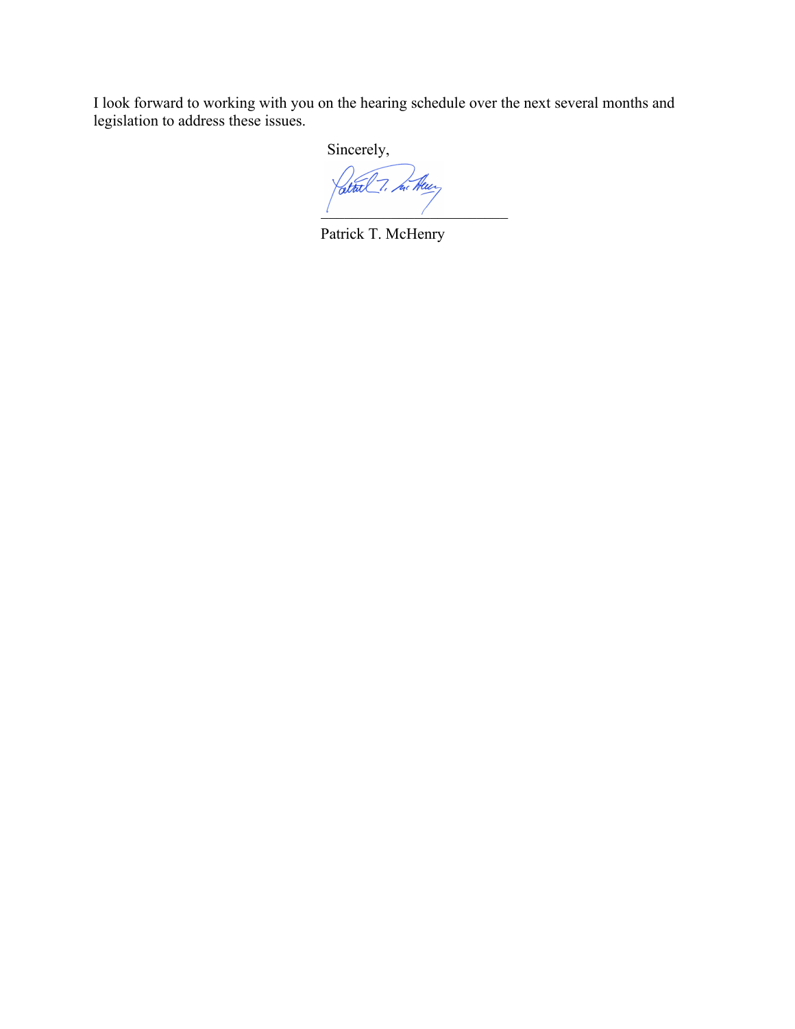I look forward to working with you on the hearing schedule over the next several months and legislation to address these issues.

Sincerely,

Patrick T. McHenry